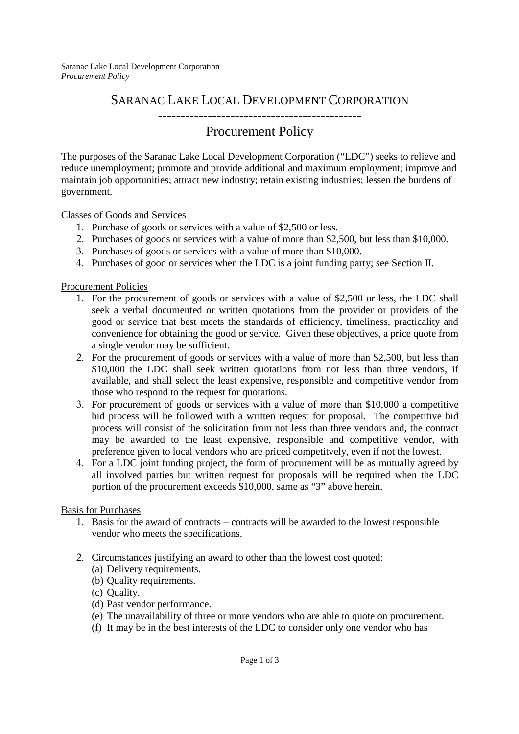# Saranac Lake Local Development Corporation

---

## Procurement Policy

The purposes of the Saranac Lake Local Development Corporation ("LDC") seeks to relieve and reduce unemployment; promote and provide additional and maximum employment; improve and maintain job opportunities; attract new industry; retain existing industries; lessen the burdens of government.

### Classes of Goods and Services

1. Purchase of goods or services with a value of $2,500 or less.
2. Purchases of goods or services with a value of more than $2,500, but less than $10,000.
3. Purchases of goods or services with a value of more than $10,000.
4. Purchases of good or services when the LDC is a joint funding party; see Section II.

### Procurement Policies

1. For the procurement of goods or services with a value of $2,500 or less, the LDC shall seek a verbal documented or written quotations from the provider or providers of the good or service that best meets the standards of efficiency, timeliness, practicality and convenience for obtaining the good or service. Given these objectives, a price quote from a single vendor may be sufficient.
2. For the procurement of goods or services with a value of more than $2,500, but less than $10,000 the LDC shall seek written quotations from not less than three vendors, if available, and shall select the least expensive, responsible and competitive vendor from those who respond to the request for quotations.
3. For procurement of goods or services with a value of more than $10,000 a competitive bid process will be followed with a written request for proposal. The competitive bid process will consist of the solicitation from not less than three vendors and, the contract may be awarded to the least expensive, responsible and competitive vendor, with preference given to local vendors who are priced competitvely, even if not the lowest.
4. For a LDC joint funding project, the form of procurement will be as mutually agreed by all involved parties but written request for proposals will be required when the LDC portion of the procurement exceeds $10,000, same as "3" above herein.

### Basis for Purchases

1. Basis for the award of contracts – contracts will be awarded to the lowest responsible vendor who meets the specifications.

2. Circumstances justifying an award to other than the lowest cost quoted:
   (a) Delivery requirements.
   (b) Quality requirements.
   (c) Quality.
   (d) Past vendor performance.
   (e) The unavailability of three or more vendors who are able to quote on procurement.
   (f) It may be in the best interests of the LDC to consider only one vendor who has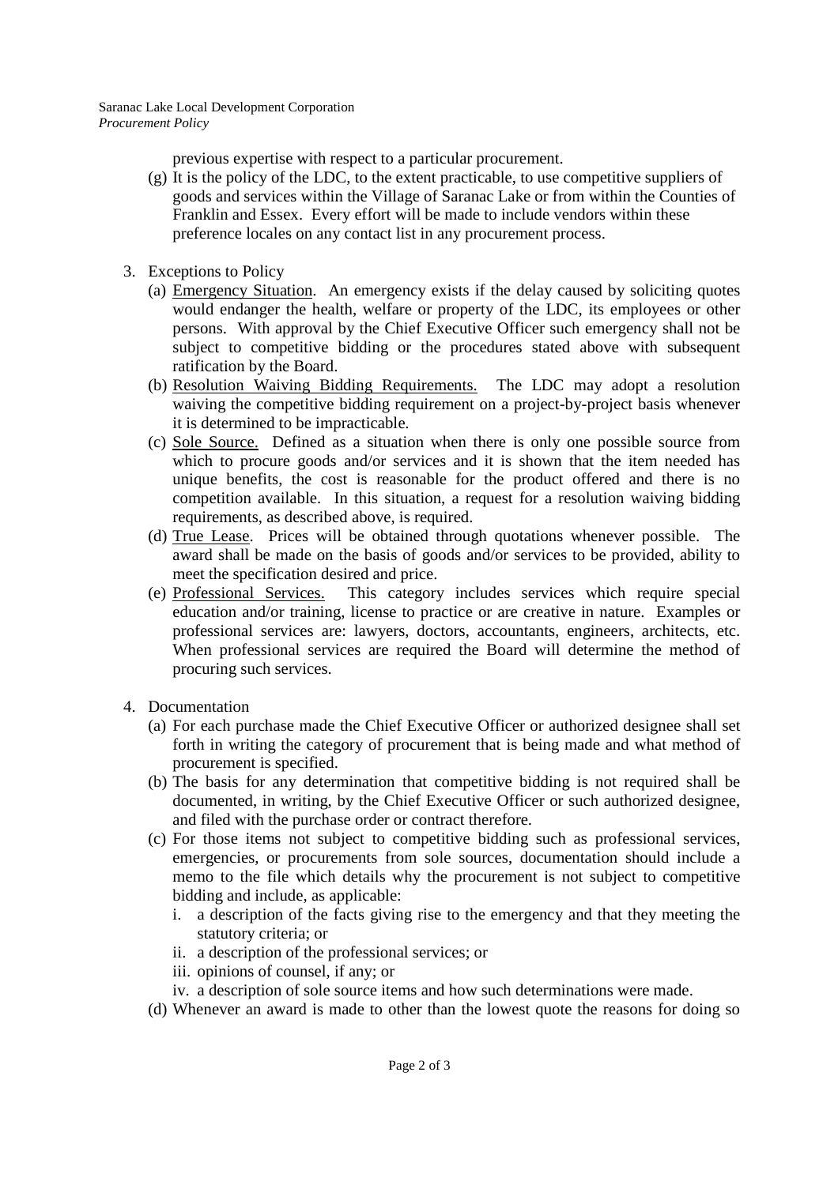previous expertise with respect to a particular procurement.

(g) It is the policy of the LDC, to the extent practicable, to use competitive suppliers of goods and services within the Village of Saranac Lake or from within the Counties of Franklin and Essex. Every effort will be made to include vendors within these preference locales on any contact list in any procurement process.

3. Exceptions to Policy
   (a) Emergency Situation. An emergency exists if the delay caused by soliciting quotes would endanger the health, welfare or property of the LDC, its employees or other persons. With approval by the Chief Executive Officer such emergency shall not be subject to competitive bidding or the procedures stated above with subsequent ratification by the Board.
   (b) Resolution Waiving Bidding Requirements. The LDC may adopt a resolution waiving the competitive bidding requirement on a project-by-project basis whenever it is determined to be impracticable.
   (c) Sole Source. Defined as a situation when there is only one possible source from which to procure goods and/or services and it is shown that the item needed has unique benefits, the cost is reasonable for the product offered and there is no competition available. In this situation, a request for a resolution waiving bidding requirements, as described above, is required.
   (d) True Lease. Prices will be obtained through quotations whenever possible. The award shall be made on the basis of goods and/or services to be provided, ability to meet the specification desired and price.
   (e) Professional Services. This category includes services which require special education and/or training, license to practice or are creative in nature. Examples or professional services are: lawyers, doctors, accountants, engineers, architects, etc. When professional services are required the Board will determine the method of procuring such services.

4. Documentation
   (a) For each purchase made the Chief Executive Officer or authorized designee shall set forth in writing the category of procurement that is being made and what method of procurement is specified.
   (b) The basis for any determination that competitive bidding is not required shall be documented, in writing, by the Chief Executive Officer or such authorized designee, and filed with the purchase order or contract therefore.
   (c) For those items not subject to competitive bidding such as professional services, emergencies, or procurements from sole sources, documentation should include a memo to the file which details why the procurement is not subject to competitive bidding and include, as applicable:
      i. a description of the facts giving rise to the emergency and that they meeting the statutory criteria; or
      ii. a description of the professional services; or
      iii. opinions of counsel, if any; or
      iv. a description of sole source items and how such determinations were made.
   (d) Whenever an award is made to other than the lowest quote the reasons for doing so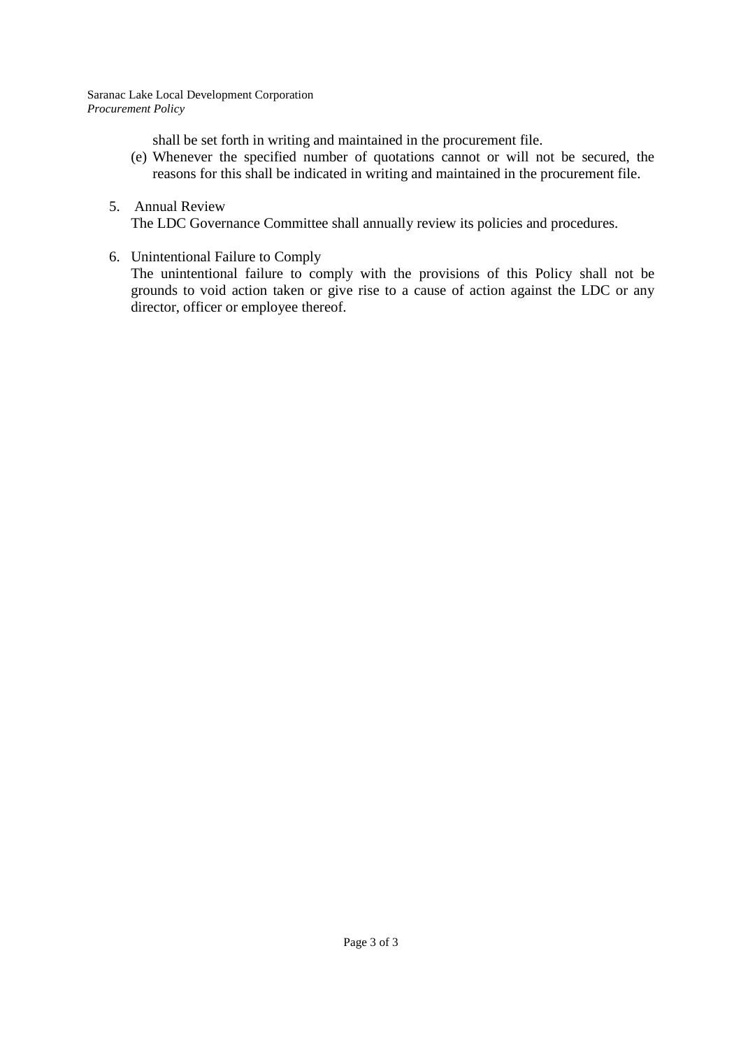shall be set forth in writing and maintained in the procurement file.

(e) Whenever the specified number of quotations cannot or will not be secured, the reasons for this shall be indicated in writing and maintained in the procurement file.

5. Annual Review

   The LDC Governance Committee shall annually review its policies and procedures.

6. Unintentional Failure to Comply

   The unintentional failure to comply with the provisions of this Policy shall not be grounds to void action taken or give rise to a cause of action against the LDC or any director, officer or employee thereof.